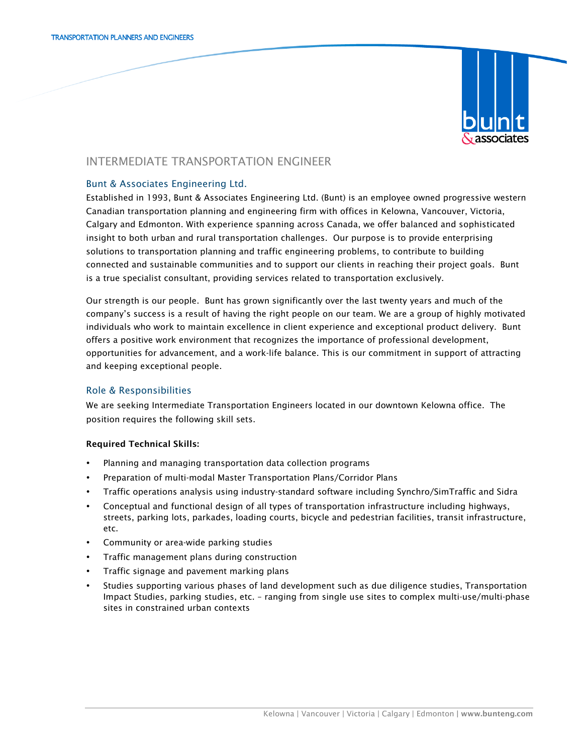TRANSPORTATION PLANNERS AND ENGINEERS

# INTERMEDIATE TRANSPORTATION ENGINEER

## Bunt & Associates Engineering Ltd.

Established in 1993, Bunt & Associates Engineering Ltd. (Bunt) is an employee owned progressive western Canadian transportation planning and engineering firm with offices in Kelowna, Vancouver, Victoria, Calgary and Edmonton. With experience spanning across Canada, we offer balanced and sophisticated insight to both urban and rural transportation challenges. Our purpose is to provide enterprising solutions to transportation planning and traffic engineering problems, to contribute to building connected and sustainable communities and to support our clients in reaching their project goals. Bunt is a true specialist consultant, providing services related to transportation exclusively.

Our strength is our people. Bunt has grown significantly over the last twenty years and much of the company's success is a result of having the right people on our team. We are a group of highly motivated individuals who work to maintain excellence in client experience and exceptional product delivery. Bunt offers a positive work environment that recognizes the importance of professional development, opportunities for advancement, and a work-life balance. This is our commitment in support of attracting and keeping exceptional people.

## Role & Responsibilities

We are seeking Intermediate Transportation Engineers located in our downtown Kelowna office. The position requires the following skill sets.

**Required Technical Skills:**

- Planning and managing transportation data collection programs
- Preparation of multi-modal Master Transportation Plans/Corridor Plans
- Traffic operations analysis using industry-standard software including Synchro/SimTraffic and Sidra
- Conceptual and functional design of all types of transportation infrastructure including highways, streets, parking lots, parkades, loading courts, bicycle and pedestrian facilities, transit infrastructure, etc.
- Community or area-wide parking studies
- Traffic management plans during construction
- Traffic signage and pavement marking plans
- Studies supporting various phases of land development such as due diligence studies, Transportation Impact Studies, parking studies, etc. – ranging from single use sites to complex multi-use/multi-phase sites in constrained urban contexts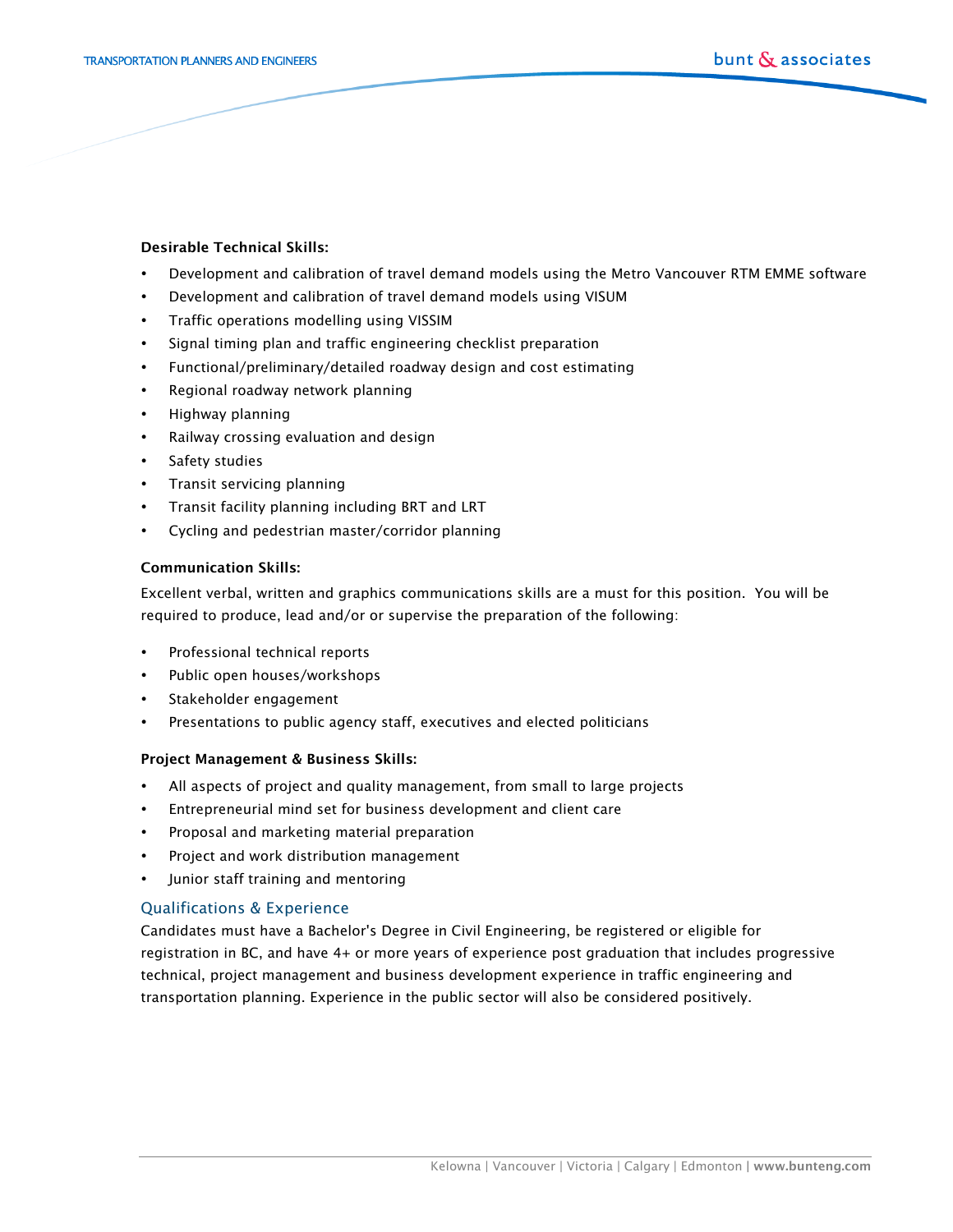**Desirable Technical Skills:**

- Development and calibration of travel demand models using the Metro Vancouver RTM EMME software
- Development and calibration of travel demand models using VISUM
- Traffic operations modelling using VISSIM
- Signal timing plan and traffic engineering checklist preparation
- Functional/preliminary/detailed roadway design and cost estimating
- Regional roadway network planning
- Highway planning
- Railway crossing evaluation and design
- Safety studies
- Transit servicing planning
- Transit facility planning including BRT and LRT
- Cycling and pedestrian master/corridor planning

**Communication Skills:**

Excellent verbal, written and graphics communications skills are a must for this position. You will be required to produce, lead and/or or supervise the preparation of the following:

- Professional technical reports
- Public open houses/workshops
- Stakeholder engagement
- Presentations to public agency staff, executives and elected politicians

**Project Management & Business Skills:**

- All aspects of project and quality management, from small to large projects
- Entrepreneurial mind set for business development and client care
- Proposal and marketing material preparation
- Project and work distribution management
- Junior staff training and mentoring

## Qualifications & Experience

Candidates must have a Bachelor's Degree in Civil Engineering, be registered or eligible for registration in BC, and have 4+ or more years of experience post graduation that includes progressive technical, project management and business development experience in traffic engineering and transportation planning. Experience in the public sector will also be considered positively.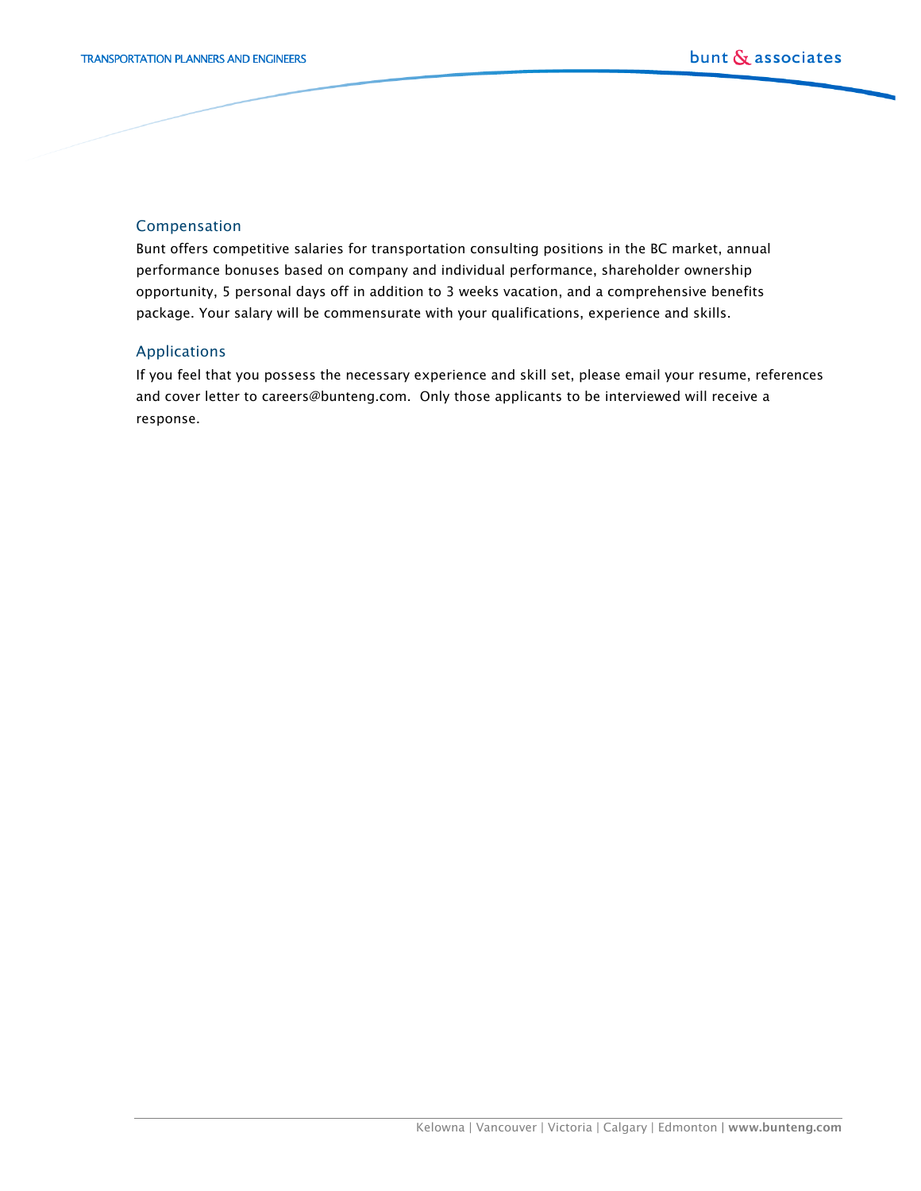## Compensation

Bunt offers competitive salaries for transportation consulting positions in the BC market, annual performance bonuses based on company and individual performance, shareholder ownership opportunity, 5 personal days off in addition to 3 weeks vacation, and a comprehensive benefits package. Your salary will be commensurate with your qualifications, experience and skills.

## Applications

If you feel that you possess the necessary experience and skill set, please email your resume, references and cover letter to careers@bunteng.com. Only those applicants to be interviewed will receive a response.